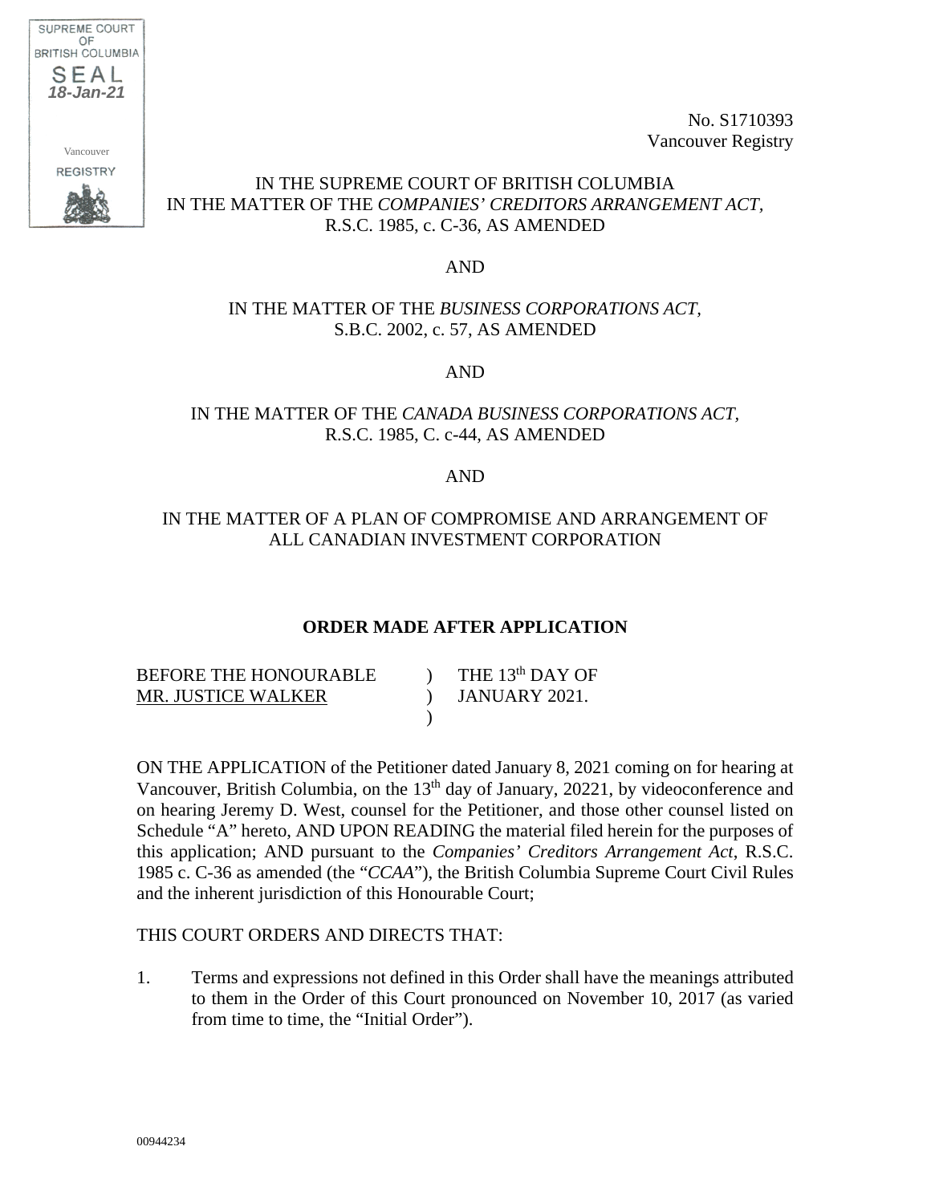SUPREME COURT OF BRITISH COLUMBIA
SEAL
18-Jan-21
Vancouver
REGISTRY

No. S1710393
Vancouver Registry

IN THE SUPREME COURT OF BRITISH COLUMBIA
IN THE MATTER OF THE *COMPANIES' CREDITORS ARRANGEMENT ACT,*
R.S.C. 1985, c. C-36, AS AMENDED

AND

IN THE MATTER OF THE *BUSINESS CORPORATIONS ACT,*
S.B.C. 2002, c. 57, AS AMENDED

AND

IN THE MATTER OF THE *CANADA BUSINESS CORPORATIONS ACT,*
R.S.C. 1985, C. c-44, AS AMENDED

AND

IN THE MATTER OF A PLAN OF COMPROMISE AND ARRANGEMENT OF
ALL CANADIAN INVESTMENT CORPORATION

**ORDER MADE AFTER APPLICATION**

| | | |
|---|---|---|
| BEFORE THE HONOURABLE | ) | THE 13th DAY OF |
| MR. JUSTICE WALKER | ) | JANUARY 2021. |
| | ) | |

ON THE APPLICATION of the Petitioner dated January 8, 2021 coming on for hearing at Vancouver, British Columbia, on the 13th day of January, 20221, by videoconference and on hearing Jeremy D. West, counsel for the Petitioner, and those other counsel listed on Schedule "A" hereto, AND UPON READING the material filed herein for the purposes of this application; AND pursuant to the *Companies' Creditors Arrangement Act*, R.S.C. 1985 c. C-36 as amended (the "*CCAA*"), the British Columbia Supreme Court Civil Rules and the inherent jurisdiction of this Honourable Court;

THIS COURT ORDERS AND DIRECTS THAT:

1. Terms and expressions not defined in this Order shall have the meanings attributed to them in the Order of this Court pronounced on November 10, 2017 (as varied from time to time, the "Initial Order").

00944234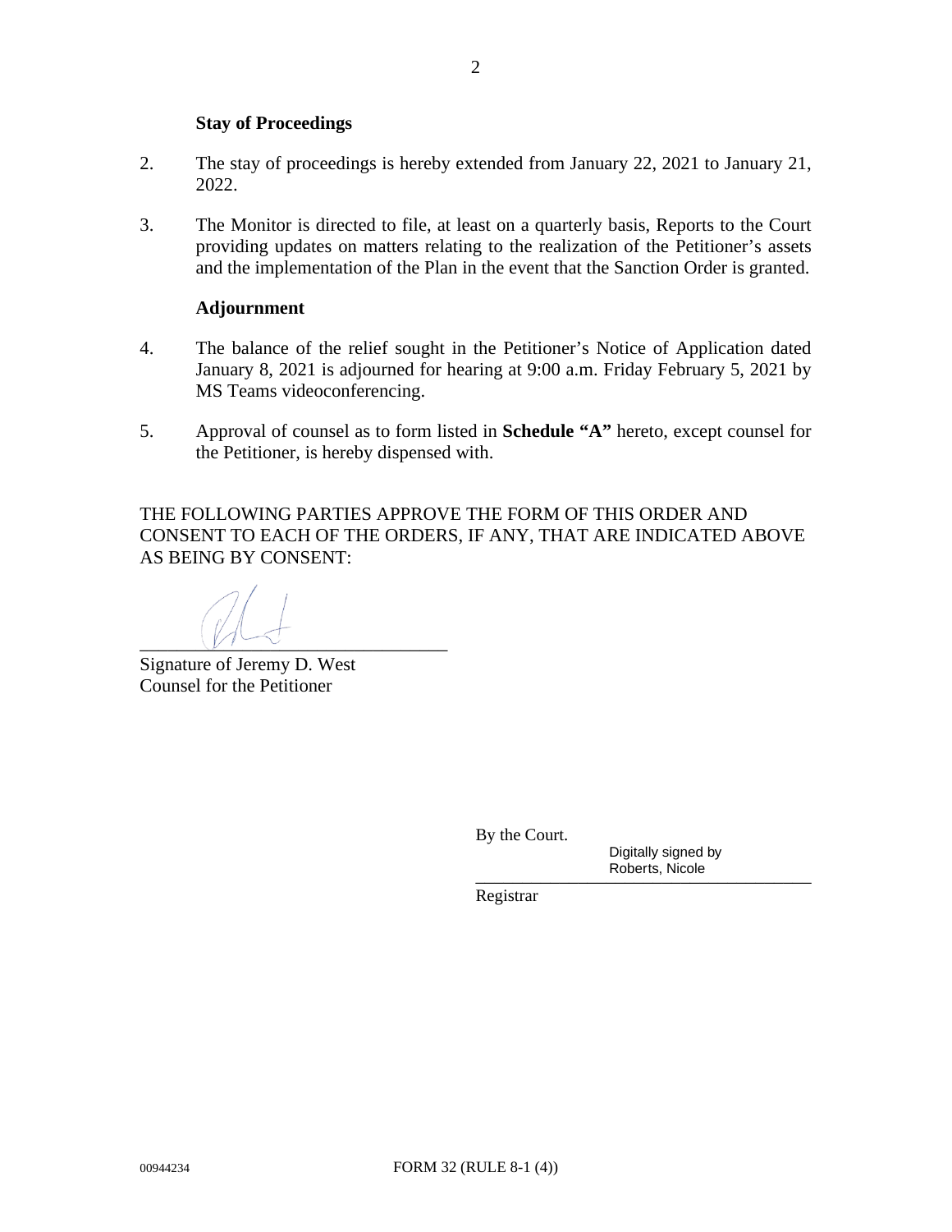**Stay of Proceedings**

2. The stay of proceedings is hereby extended from January 22, 2021 to January 21, 2022.

3. The Monitor is directed to file, at least on a quarterly basis, Reports to the Court providing updates on matters relating to the realization of the Petitioner's assets and the implementation of the Plan in the event that the Sanction Order is granted.

**Adjournment**

4. The balance of the relief sought in the Petitioner's Notice of Application dated January 8, 2021 is adjourned for hearing at 9:00 a.m. Friday February 5, 2021 by MS Teams videoconferencing.

5. Approval of counsel as to form listed in **Schedule "A"** hereto, except counsel for the Petitioner, is hereby dispensed with.

THE FOLLOWING PARTIES APPROVE THE FORM OF THIS ORDER AND CONSENT TO EACH OF THE ORDERS, IF ANY, THAT ARE INDICATED ABOVE AS BEING BY CONSENT:

\_\_\_\_\_\_\_\_\_\_\_\_\_\_\_\_\_\_\_\_\_\_\_\_\_\_\_\_\_\_\_\_\_\_

Signature of Jeremy D. West
Counsel for the Petitioner

By the Court.

Digitally signed by
Roberts, Nicole

\_\_\_\_\_\_\_\_\_\_\_\_\_\_\_\_\_\_\_\_\_\_\_\_\_\_\_\_\_\_\_\_\_\_

Registrar

00944234 FORM 32 (RULE 8-1 (4))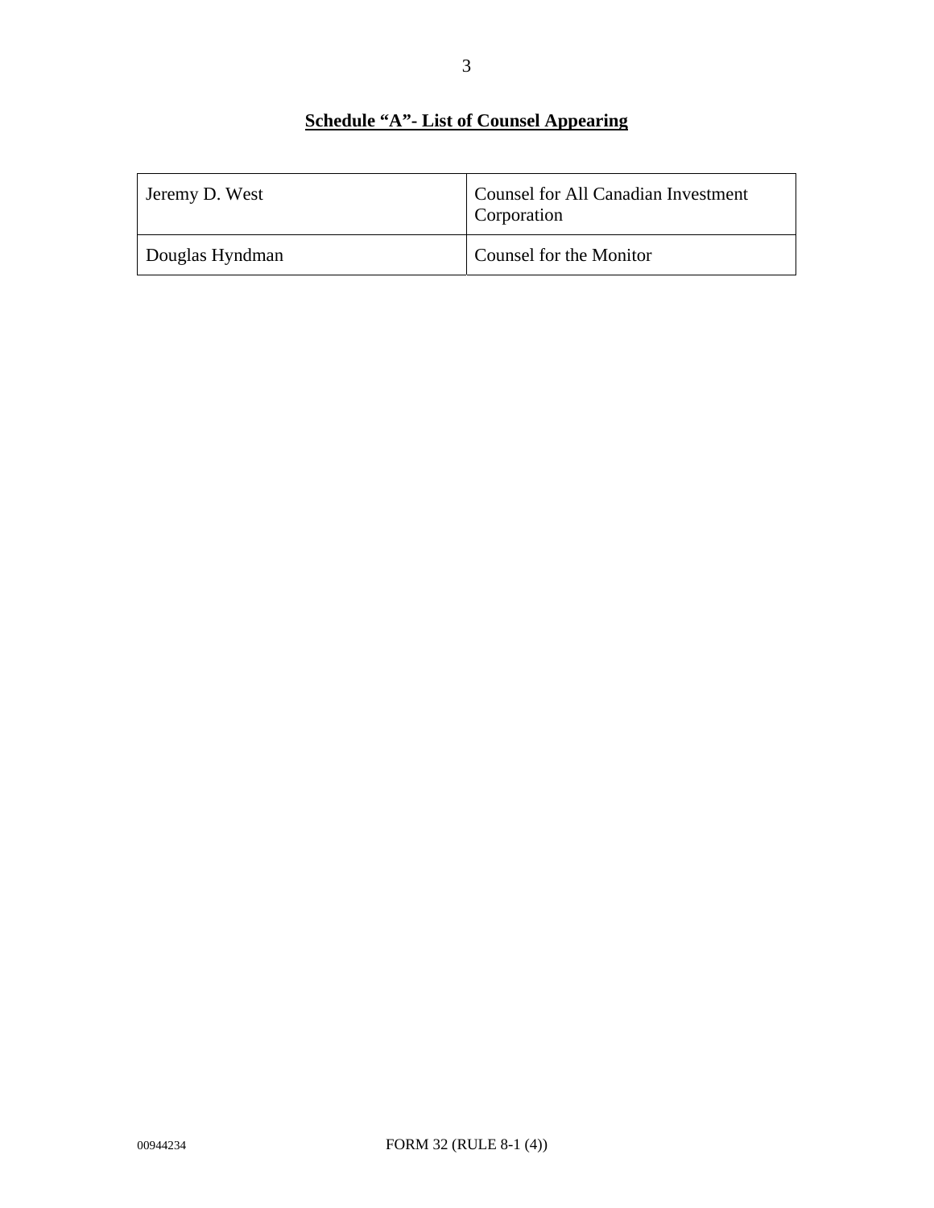**Schedule "A"- List of Counsel Appearing**

| | |
|---|---|
| Jeremy D. West | Counsel for All Canadian Investment Corporation |
| Douglas Hyndman | Counsel for the Monitor |

00944234 FORM 32 (RULE 8-1 (4))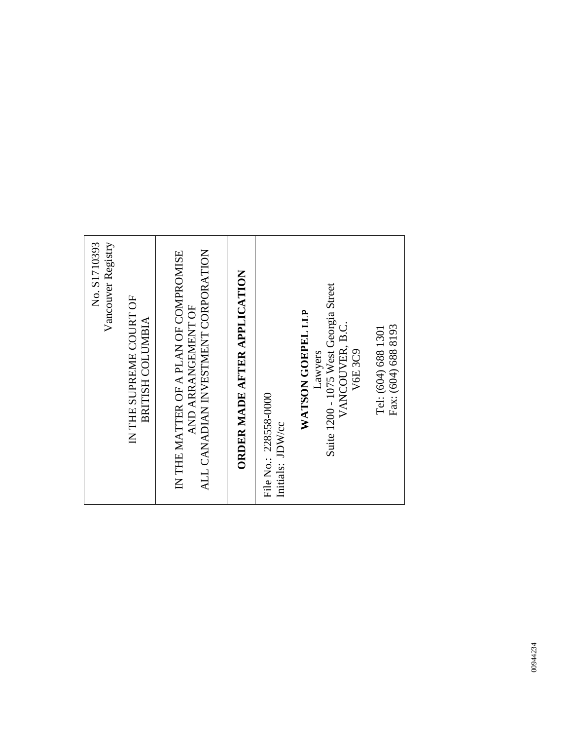No. S1710393
Vancouver Registry

IN THE SUPREME COURT OF
BRITISH COLUMBIA

IN THE MATTER OF A PLAN OF COMPROMISE
AND ARRANGEMENT OF
ALL CANADIAN INVESTMENT CORPORATION

**ORDER MADE AFTER APPLICATION**

File No.: 228558-0000
Initials: JDW/cc

**WATSON GOEPEL LLP**
Lawyers
Suite 1200 - 1075 West Georgia Street
VANCOUVER, B.C.
V6E 3C9

Tel: (604) 688 1301
Fax: (604) 688 8193

00944234